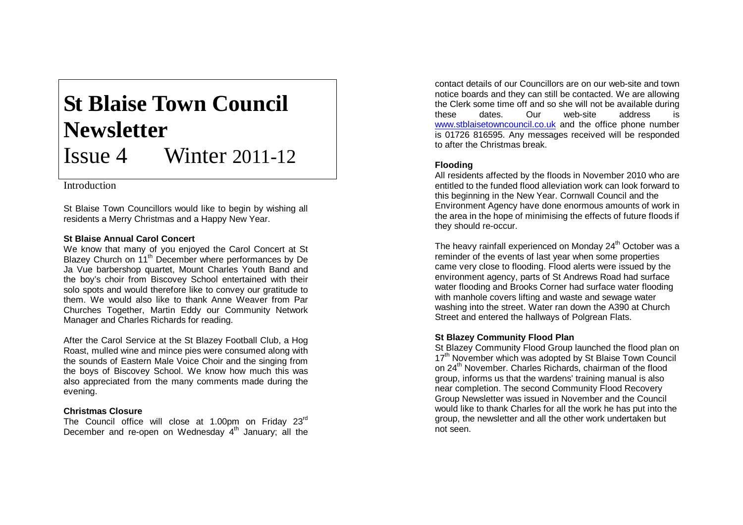# St Blaise Town Council Newsletter

# Issue 4 Winter 2011-12

## Introduction

St Blaise Town Councillors would like to begin by wishing all residents a Merry Christmas and a Happy New Year.

**St Blaise Annual Carol Concert**

We know that many of you enjoyed the Carol Concert at St Blazey Church on 11th December where performances by De Ja Vue barbershop quartet, Mount Charles Youth Band and the boy's choir from Biscovey School entertained with their solo spots and would therefore like to convey our gratitude to them. We would also like to thank Anne Weaver from Par Churches Together, Martin Eddy our Community Network Manager and Charles Richards for reading.

After the Carol Service at the St Blazey Football Club, a Hog Roast, mulled wine and mince pies were consumed along with the sounds of Eastern Male Voice Choir and the singing from the boys of Biscovey School. We know how much this was also appreciated from the many comments made during the evening.

**Christmas Closure**

The Council office will close at 1.00pm on Friday 23rd December and re-open on Wednesday 4th January; all the contact details of our Councillors are on our web-site and town notice boards and they can still be contacted. We are allowing the Clerk some time off and so she will not be available during these dates. Our web-site address is www.stblaisetowncouncil.co.uk and the office phone number is 01726 816595. Any messages received will be responded to after the Christmas break.

**Flooding**

All residents affected by the floods in November 2010 who are entitled to the funded flood alleviation work can look forward to this beginning in the New Year. Cornwall Council and the Environment Agency have done enormous amounts of work in the area in the hope of minimising the effects of future floods if they should re-occur.

The heavy rainfall experienced on Monday 24th October was a reminder of the events of last year when some properties came very close to flooding. Flood alerts were issued by the environment agency, parts of St Andrews Road had surface water flooding and Brooks Corner had surface water flooding with manhole covers lifting and waste and sewage water washing into the street. Water ran down the A390 at Church Street and entered the hallways of Polgrean Flats.

**St Blazey Community Flood Plan**

St Blazey Community Flood Group launched the flood plan on 17th November which was adopted by St Blaise Town Council on 24th November. Charles Richards, chairman of the flood group, informs us that the wardens' training manual is also near completion. The second Community Flood Recovery Group Newsletter was issued in November and the Council would like to thank Charles for all the work he has put into the group, the newsletter and all the other work undertaken but not seen.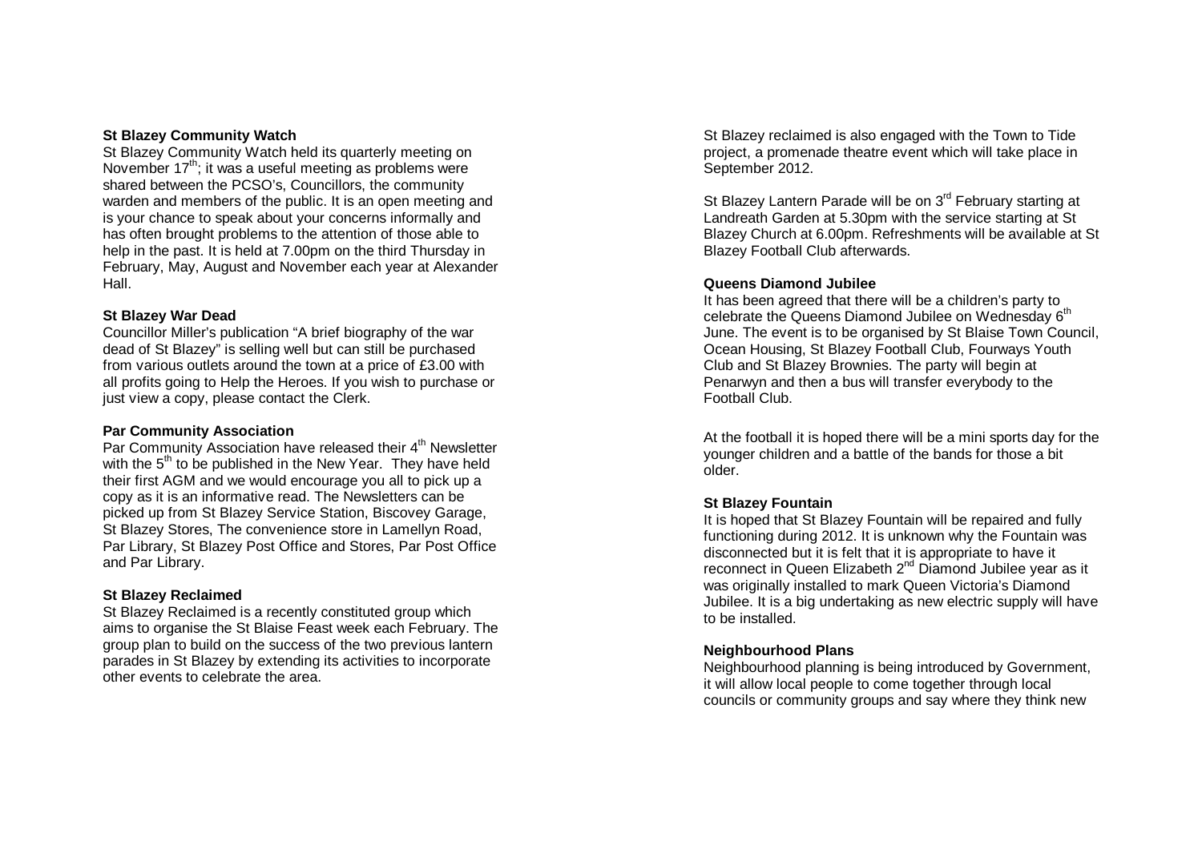**St Blazey Community Watch**

St Blazey Community Watch held its quarterly meeting on November 17th; it was a useful meeting as problems were shared between the PCSO's, Councillors, the community warden and members of the public. It is an open meeting and is your chance to speak about your concerns informally and has often brought problems to the attention of those able to help in the past. It is held at 7.00pm on the third Thursday in February, May, August and November each year at Alexander Hall.

**St Blazey War Dead**

Councillor Miller's publication "A brief biography of the war dead of St Blazey" is selling well but can still be purchased from various outlets around the town at a price of £3.00 with all profits going to Help the Heroes. If you wish to purchase or just view a copy, please contact the Clerk.

**Par Community Association**

Par Community Association have released their 4th Newsletter with the 5th to be published in the New Year. They have held their first AGM and we would encourage you all to pick up a copy as it is an informative read. The Newsletters can be picked up from St Blazey Service Station, Biscovey Garage, St Blazey Stores, The convenience store in Lamellyn Road, Par Library, St Blazey Post Office and Stores, Par Post Office and Par Library.

**St Blazey Reclaimed**

St Blazey Reclaimed is a recently constituted group which aims to organise the St Blaise Feast week each February. The group plan to build on the success of the two previous lantern parades in St Blazey by extending its activities to incorporate other events to celebrate the area.

St Blazey reclaimed is also engaged with the Town to Tide project, a promenade theatre event which will take place in September 2012.

St Blazey Lantern Parade will be on 3rd February starting at Landreath Garden at 5.30pm with the service starting at St Blazey Church at 6.00pm. Refreshments will be available at St Blazey Football Club afterwards.

**Queens Diamond Jubilee**

It has been agreed that there will be a children's party to celebrate the Queens Diamond Jubilee on Wednesday 6th June. The event is to be organised by St Blaise Town Council, Ocean Housing, St Blazey Football Club, Fourways Youth Club and St Blazey Brownies. The party will begin at Penarwyn and then a bus will transfer everybody to the Football Club.

At the football it is hoped there will be a mini sports day for the younger children and a battle of the bands for those a bit older.

**St Blazey Fountain**

It is hoped that St Blazey Fountain will be repaired and fully functioning during 2012. It is unknown why the Fountain was disconnected but it is felt that it is appropriate to have it reconnect in Queen Elizabeth 2nd Diamond Jubilee year as it was originally installed to mark Queen Victoria's Diamond Jubilee. It is a big undertaking as new electric supply will have to be installed.

**Neighbourhood Plans**

Neighbourhood planning is being introduced by Government, it will allow local people to come together through local councils or community groups and say where they think new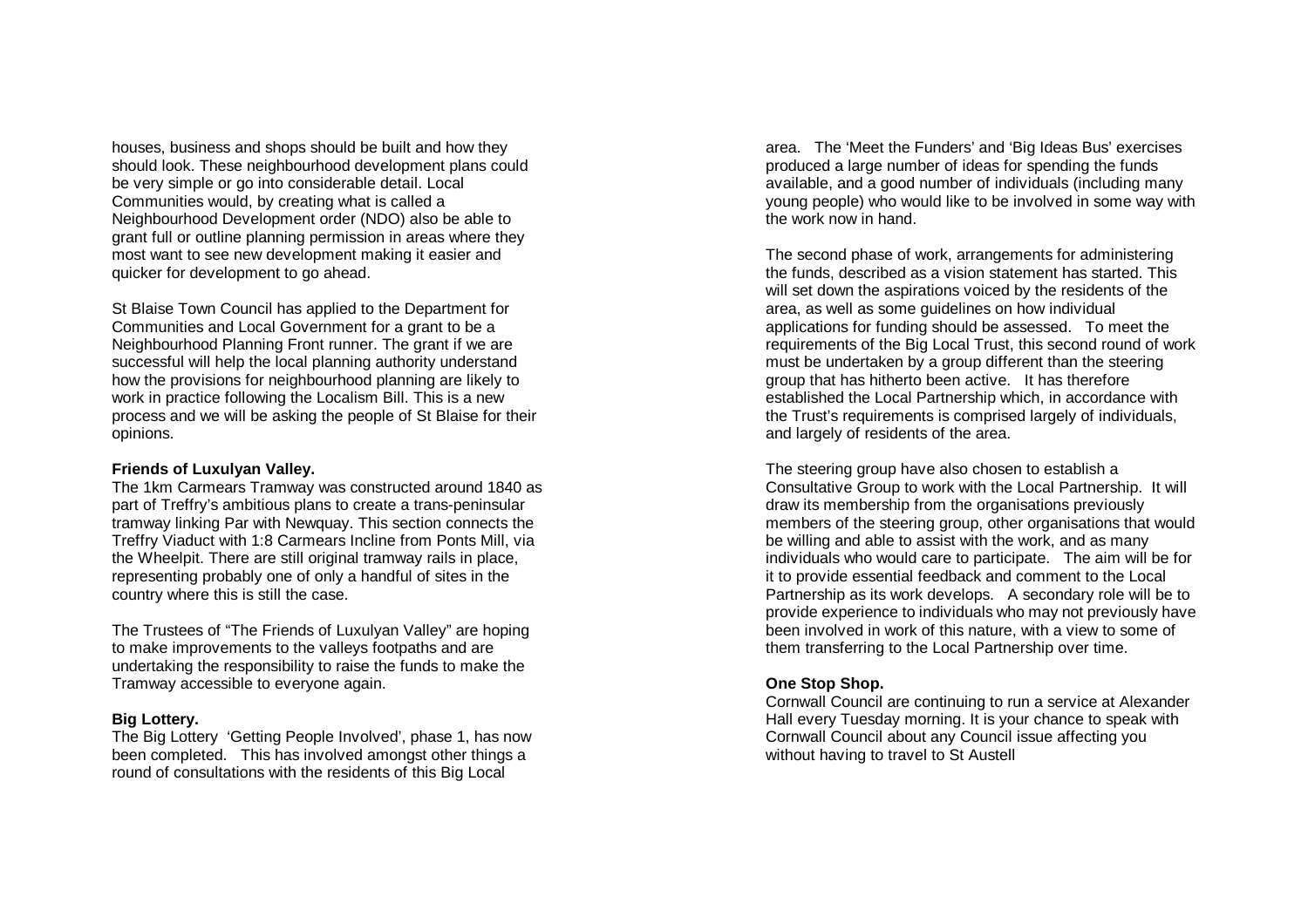houses, business and shops should be built and how they should look. These neighbourhood development plans could be very simple or go into considerable detail. Local Communities would, by creating what is called a Neighbourhood Development order (NDO) also be able to grant full or outline planning permission in areas where they most want to see new development making it easier and quicker for development to go ahead.

St Blaise Town Council has applied to the Department for Communities and Local Government for a grant to be a Neighbourhood Planning Front runner. The grant if we are successful will help the local planning authority understand how the provisions for neighbourhood planning are likely to work in practice following the Localism Bill. This is a new process and we will be asking the people of St Blaise for their opinions.

**Friends of Luxulyan Valley.**

The 1km Carmears Tramway was constructed around 1840 as part of Treffry's ambitious plans to create a trans-peninsular tramway linking Par with Newquay. This section connects the Treffry Viaduct with 1:8 Carmears Incline from Ponts Mill, via the Wheelpit. There are still original tramway rails in place, representing probably one of only a handful of sites in the country where this is still the case.

The Trustees of "The Friends of Luxulyan Valley" are hoping to make improvements to the valleys footpaths and are undertaking the responsibility to raise the funds to make the Tramway accessible to everyone again.

**Big Lottery.**

The Big Lottery 'Getting People Involved', phase 1, has now been completed. This has involved amongst other things a round of consultations with the residents of this Big Local area. The 'Meet the Funders' and 'Big Ideas Bus' exercises produced a large number of ideas for spending the funds available, and a good number of individuals (including many young people) who would like to be involved in some way with the work now in hand.

The second phase of work, arrangements for administering the funds, described as a vision statement has started. This will set down the aspirations voiced by the residents of the area, as well as some guidelines on how individual applications for funding should be assessed. To meet the requirements of the Big Local Trust, this second round of work must be undertaken by a group different than the steering group that has hitherto been active. It has therefore established the Local Partnership which, in accordance with the Trust's requirements is comprised largely of individuals, and largely of residents of the area.

The steering group have also chosen to establish a Consultative Group to work with the Local Partnership. It will draw its membership from the organisations previously members of the steering group, other organisations that would be willing and able to assist with the work, and as many individuals who would care to participate. The aim will be for it to provide essential feedback and comment to the Local Partnership as its work develops. A secondary role will be to provide experience to individuals who may not previously have been involved in work of this nature, with a view to some of them transferring to the Local Partnership over time.

**One Stop Shop.**

Cornwall Council are continuing to run a service at Alexander Hall every Tuesday morning. It is your chance to speak with Cornwall Council about any Council issue affecting you without having to travel to St Austell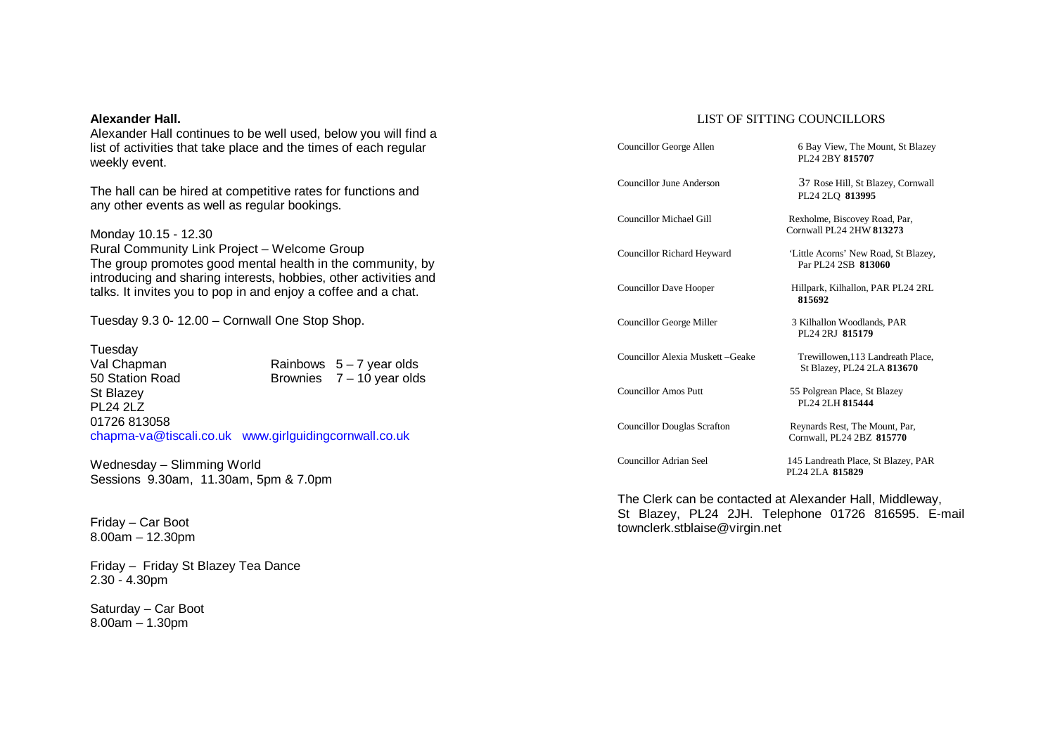**Alexander Hall.**

Alexander Hall continues to be well used, below you will find a list of activities that take place and the times of each regular weekly event.

The hall can be hired at competitive rates for functions and any other events as well as regular bookings.

Monday 10.15 - 12.30
Rural Community Link Project – Welcome Group
The group promotes good mental health in the community, by introducing and sharing interests, hobbies, other activities and talks. It invites you to pop in and enjoy a coffee and a chat.

Tuesday 9.3 0- 12.00 – Cornwall One Stop Shop.

Tuesday
Val Chapman
50 Station Road
St Blazey
PL24 2LZ
01726 813058
chapma-va@tiscali.co.uk www.girlguidingcornwall.co.uk

Rainbows 5 – 7 year olds
Brownies 7 – 10 year olds

Wednesday – Slimming World
Sessions 9.30am, 11.30am, 5pm & 7.0pm

Friday – Car Boot
8.00am – 12.30pm

Friday – Friday St Blazey Tea Dance
2.30 - 4.30pm

Saturday – Car Boot
8.00am – 1.30pm

## LIST OF SITTING COUNCILLORS

| | |
|---|---|
| Councillor George Allen | 6 Bay View, The Mount, St Blazey PL24 2BY **815707** |
| Councillor June Anderson | 37 Rose Hill, St Blazey, Cornwall PL24 2LQ **813995** |
| Councillor Michael Gill | Rexholme, Biscovey Road, Par, Cornwall PL24 2HW **813273** |
| Councillor Richard Heyward | 'Little Acorns' New Road, St Blazey, Par PL24 2SB **813060** |
| Councillor Dave Hooper | Hillpark, Kilhallon, PAR PL24 2RL **815692** |
| Councillor George Miller | 3 Kilhallon Woodlands, PAR PL24 2RJ **815179** |
| Councillor Alexia Muskett –Geake | Trewillowen,113 Landreath Place, St Blazey, PL24 2LA **813670** |
| Councillor Amos Putt | 55 Polgrean Place, St Blazey PL24 2LH **815444** |
| Councillor Douglas Scrafton | Reynards Rest, The Mount, Par, Cornwall, PL24 2BZ **815770** |
| Councillor Adrian Seel | 145 Landreath Place, St Blazey, PAR PL24 2LA **815829** |

The Clerk can be contacted at Alexander Hall, Middleway, St Blazey, PL24 2JH. Telephone 01726 816595. E-mail townclerk.stblaise@virgin.net